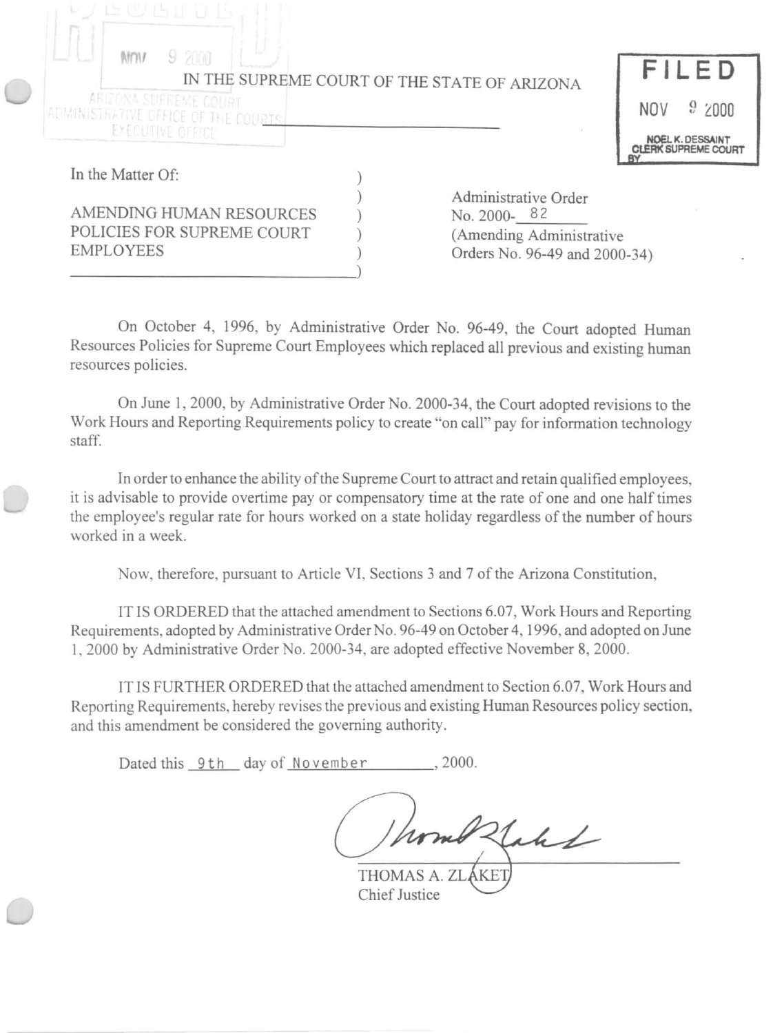IN THE SUPREME COURT OF THE STATE OF ARIZONA

FILED
NOV 9 2000
NOEL K. DESSAINT
CLERK SUPREME COURT
BY

In the Matter Of:

AMENDING HUMAN RESOURCES POLICIES FOR SUPREME COURT EMPLOYEES

Administrative Order No. 2000-82
(Amending Administrative Orders No. 96-49 and 2000-34)

On October 4, 1996, by Administrative Order No. 96-49, the Court adopted Human Resources Policies for Supreme Court Employees which replaced all previous and existing human resources policies.

On June 1, 2000, by Administrative Order No. 2000-34, the Court adopted revisions to the Work Hours and Reporting Requirements policy to create "on call" pay for information technology staff.

In order to enhance the ability of the Supreme Court to attract and retain qualified employees, it is advisable to provide overtime pay or compensatory time at the rate of one and one half times the employee's regular rate for hours worked on a state holiday regardless of the number of hours worked in a week.

Now, therefore, pursuant to Article VI, Sections 3 and 7 of the Arizona Constitution,

IT IS ORDERED that the attached amendment to Sections 6.07, Work Hours and Reporting Requirements, adopted by Administrative Order No. 96-49 on October 4, 1996, and adopted on June 1, 2000 by Administrative Order No. 2000-34, are adopted effective November 8, 2000.

IT IS FURTHER ORDERED that the attached amendment to Section 6.07, Work Hours and Reporting Requirements, hereby revises the previous and existing Human Resources policy section, and this amendment be considered the governing authority.

Dated this 9th day of November, 2000.

THOMAS A. ZLAKET
Chief Justice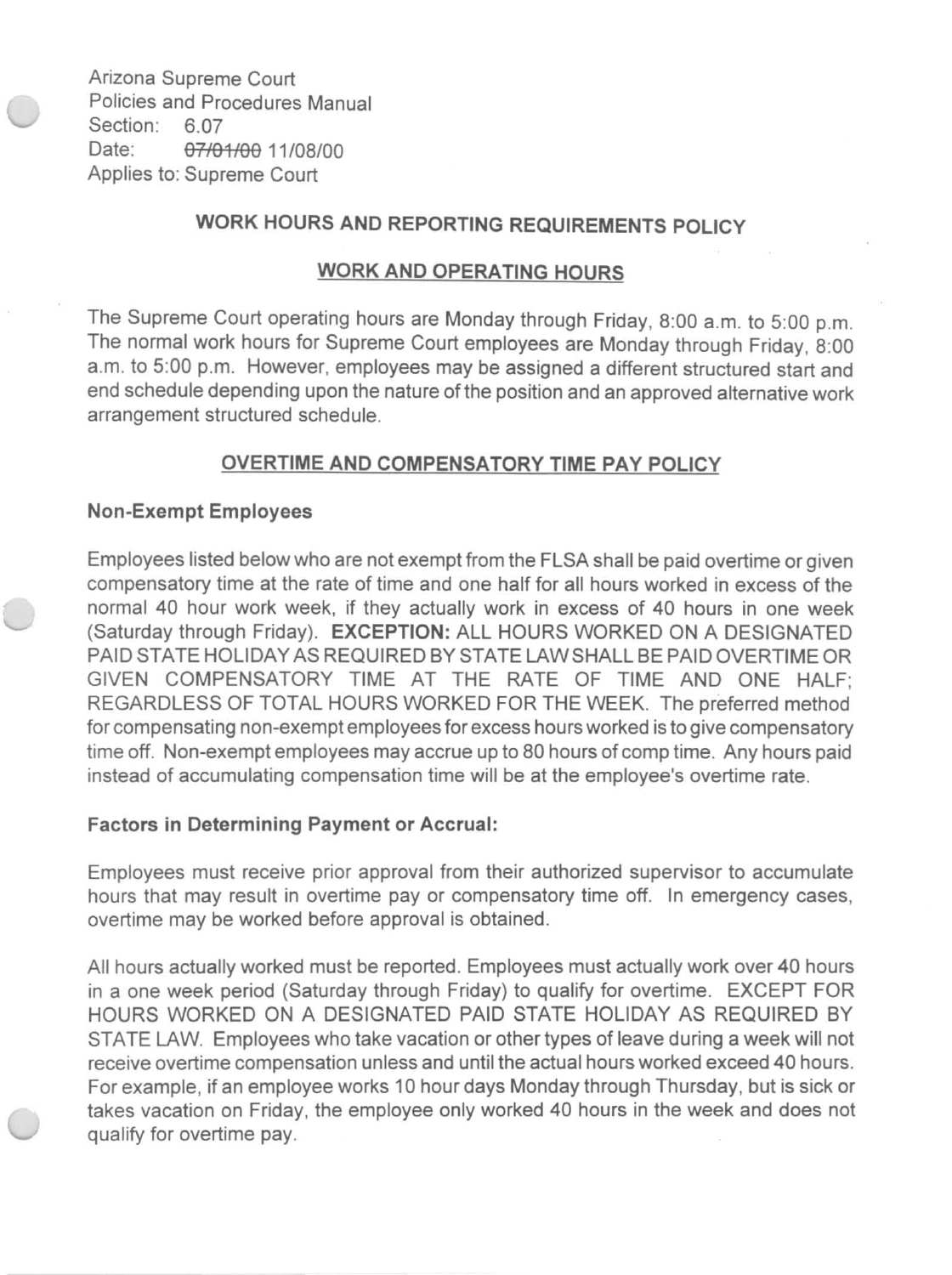Arizona Supreme Court
Policies and Procedures Manual
Section: 6.07
Date: ~~07/01/00~~ 11/08/00
Applies to: Supreme Court

# WORK HOURS AND REPORTING REQUIREMENTS POLICY

## WORK AND OPERATING HOURS

The Supreme Court operating hours are Monday through Friday, 8:00 a.m. to 5:00 p.m. The normal work hours for Supreme Court employees are Monday through Friday, 8:00 a.m. to 5:00 p.m. However, employees may be assigned a different structured start and end schedule depending upon the nature of the position and an approved alternative work arrangement structured schedule.

## OVERTIME AND COMPENSATORY TIME PAY POLICY

### Non-Exempt Employees

Employees listed below who are not exempt from the FLSA shall be paid overtime or given compensatory time at the rate of time and one half for all hours worked in excess of the normal 40 hour work week, if they actually work in excess of 40 hours in one week (Saturday through Friday). **EXCEPTION:** ALL HOURS WORKED ON A DESIGNATED PAID STATE HOLIDAY AS REQUIRED BY STATE LAW SHALL BE PAID OVERTIME OR GIVEN COMPENSATORY TIME AT THE RATE OF TIME AND ONE HALF; REGARDLESS OF TOTAL HOURS WORKED FOR THE WEEK. The preferred method for compensating non-exempt employees for excess hours worked is to give compensatory time off. Non-exempt employees may accrue up to 80 hours of comp time. Any hours paid instead of accumulating compensation time will be at the employee's overtime rate.

### Factors in Determining Payment or Accrual:

Employees must receive prior approval from their authorized supervisor to accumulate hours that may result in overtime pay or compensatory time off. In emergency cases, overtime may be worked before approval is obtained.

All hours actually worked must be reported. Employees must actually work over 40 hours in a one week period (Saturday through Friday) to qualify for overtime. EXCEPT FOR HOURS WORKED ON A DESIGNATED PAID STATE HOLIDAY AS REQUIRED BY STATE LAW. Employees who take vacation or other types of leave during a week will not receive overtime compensation unless and until the actual hours worked exceed 40 hours. For example, if an employee works 10 hour days Monday through Thursday, but is sick or takes vacation on Friday, the employee only worked 40 hours in the week and does not qualify for overtime pay.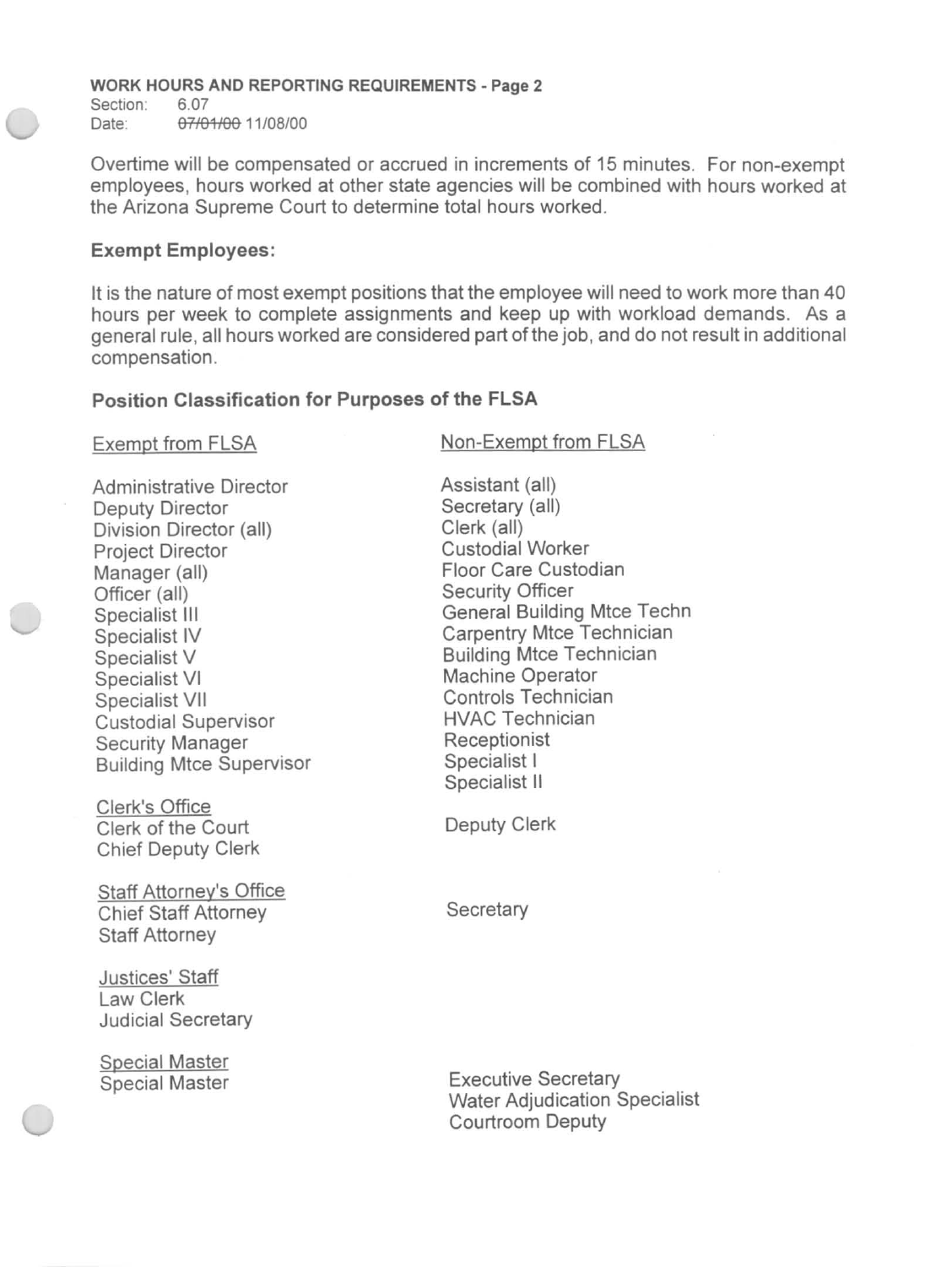Overtime will be compensated or accrued in increments of 15 minutes. For non-exempt employees, hours worked at other state agencies will be combined with hours worked at the Arizona Supreme Court to determine total hours worked.

**Exempt Employees:**

It is the nature of most exempt positions that the employee will need to work more than 40 hours per week to complete assignments and keep up with workload demands. As a general rule, all hours worked are considered part of the job, and do not result in additional compensation.

**Position Classification for Purposes of the FLSA**

| Exempt from FLSA | Non-Exempt from FLSA |
|---|---|
| Administrative Director | Assistant (all) |
| Deputy Director | Secretary (all) |
| Division Director (all) | Clerk (all) |
| Project Director | Custodial Worker |
| Manager (all) | Floor Care Custodian |
| Officer (all) | Security Officer |
| Specialist III | General Building Mtce Techn |
| Specialist IV | Carpentry Mtce Technician |
| Specialist V | Building Mtce Technician |
| Specialist VI | Machine Operator |
| Specialist VII | Controls Technician |
| Custodial Supervisor | HVAC Technician |
| Security Manager | Receptionist |
| Building Mtce Supervisor | Specialist I |
| | Specialist II |
| Clerk's Office | |
| Clerk of the Court | Deputy Clerk |
| Chief Deputy Clerk | |
| Staff Attorney's Office | |
| Chief Staff Attorney | Secretary |
| Staff Attorney | |
| Justices' Staff | |
| Law Clerk | |
| Judicial Secretary | |
| Special Master | |
| Special Master | Executive Secretary |
| | Water Adjudication Specialist |
| | Courtroom Deputy |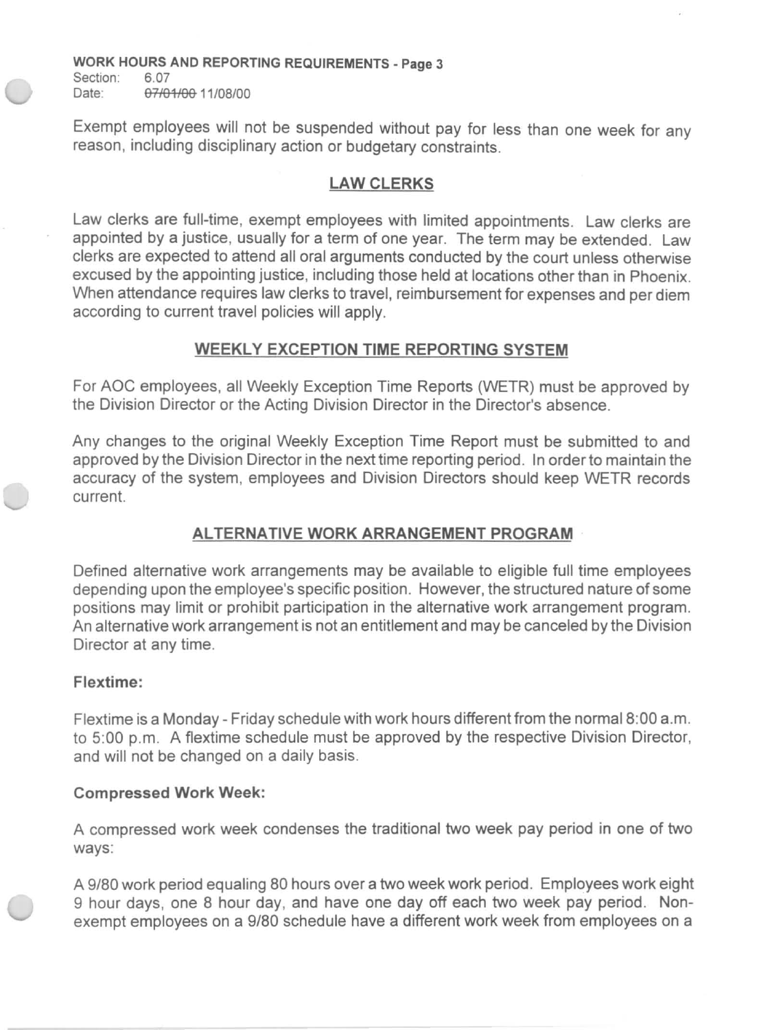Exempt employees will not be suspended without pay for less than one week for any reason, including disciplinary action or budgetary constraints.

## LAW CLERKS

Law clerks are full-time, exempt employees with limited appointments. Law clerks are appointed by a justice, usually for a term of one year. The term may be extended. Law clerks are expected to attend all oral arguments conducted by the court unless otherwise excused by the appointing justice, including those held at locations other than in Phoenix. When attendance requires law clerks to travel, reimbursement for expenses and per diem according to current travel policies will apply.

## WEEKLY EXCEPTION TIME REPORTING SYSTEM

For AOC employees, all Weekly Exception Time Reports (WETR) must be approved by the Division Director or the Acting Division Director in the Director's absence.

Any changes to the original Weekly Exception Time Report must be submitted to and approved by the Division Director in the next time reporting period. In order to maintain the accuracy of the system, employees and Division Directors should keep WETR records current.

## ALTERNATIVE WORK ARRANGEMENT PROGRAM

Defined alternative work arrangements may be available to eligible full time employees depending upon the employee's specific position. However, the structured nature of some positions may limit or prohibit participation in the alternative work arrangement program. An alternative work arrangement is not an entitlement and may be canceled by the Division Director at any time.

### Flextime:

Flextime is a Monday - Friday schedule with work hours different from the normal 8:00 a.m. to 5:00 p.m. A flextime schedule must be approved by the respective Division Director, and will not be changed on a daily basis.

### Compressed Work Week:

A compressed work week condenses the traditional two week pay period in one of two ways:

A 9/80 work period equaling 80 hours over a two week work period. Employees work eight 9 hour days, one 8 hour day, and have one day off each two week pay period. Non-exempt employees on a 9/80 schedule have a different work week from employees on a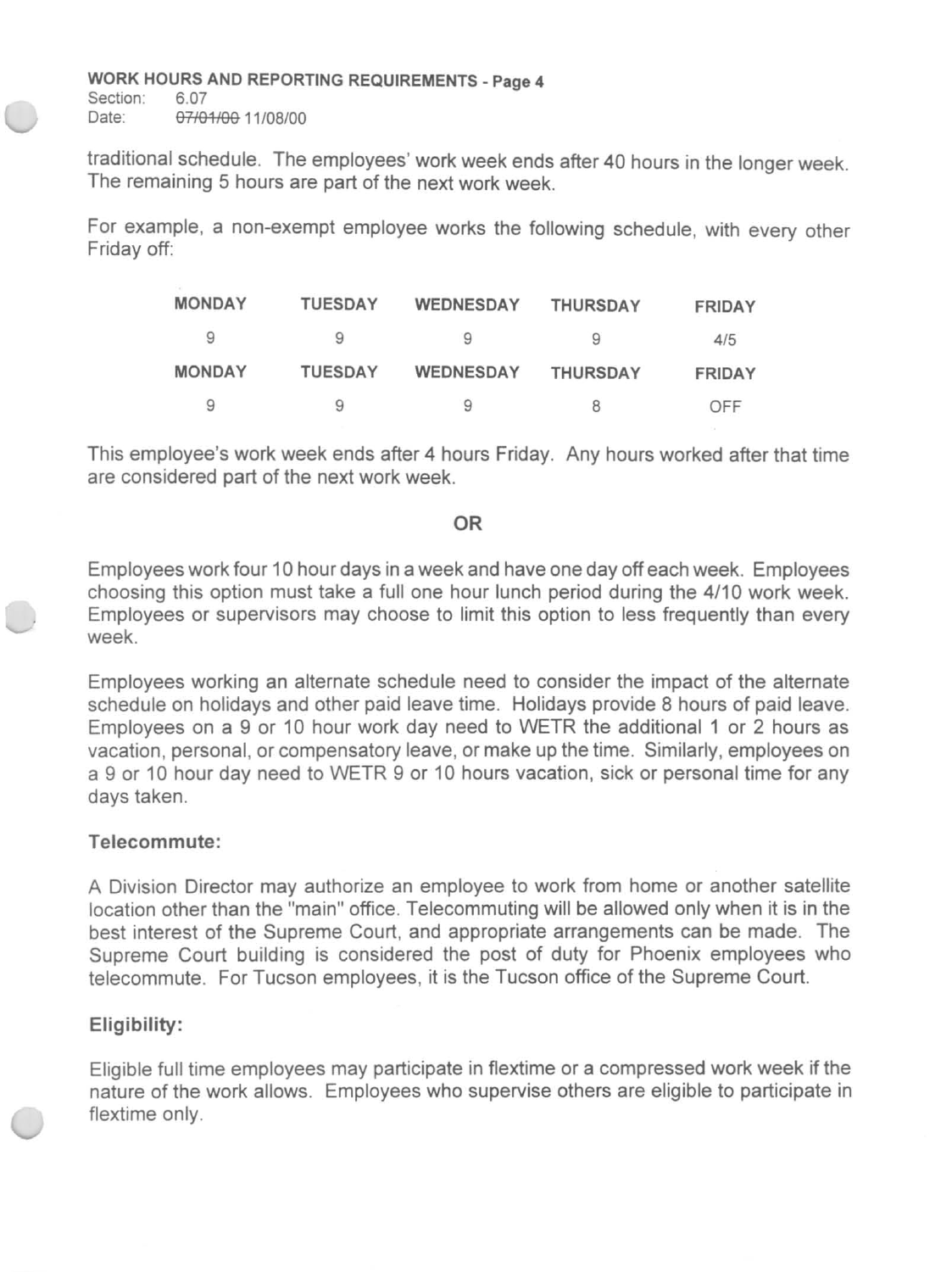traditional schedule. The employees' work week ends after 40 hours in the longer week. The remaining 5 hours are part of the next work week.

For example, a non-exempt employee works the following schedule, with every other Friday off:

| MONDAY | TUESDAY | WEDNESDAY | THURSDAY | FRIDAY |
|---|---|---|---|---|
| 9 | 9 | 9 | 9 | 4/5 |
| **MONDAY** | **TUESDAY** | **WEDNESDAY** | **THURSDAY** | **FRIDAY** |
| 9 | 9 | 9 | 8 | OFF |

This employee's work week ends after 4 hours Friday. Any hours worked after that time are considered part of the next work week.

**OR**

Employees work four 10 hour days in a week and have one day off each week. Employees choosing this option must take a full one hour lunch period during the 4/10 work week. Employees or supervisors may choose to limit this option to less frequently than every week.

Employees working an alternate schedule need to consider the impact of the alternate schedule on holidays and other paid leave time. Holidays provide 8 hours of paid leave. Employees on a 9 or 10 hour work day need to WETR the additional 1 or 2 hours as vacation, personal, or compensatory leave, or make up the time. Similarly, employees on a 9 or 10 hour day need to WETR 9 or 10 hours vacation, sick or personal time for any days taken.

### Telecommute:

A Division Director may authorize an employee to work from home or another satellite location other than the "main" office. Telecommuting will be allowed only when it is in the best interest of the Supreme Court, and appropriate arrangements can be made. The Supreme Court building is considered the post of duty for Phoenix employees who telecommute. For Tucson employees, it is the Tucson office of the Supreme Court.

### Eligibility:

Eligible full time employees may participate in flextime or a compressed work week if the nature of the work allows. Employees who supervise others are eligible to participate in flextime only.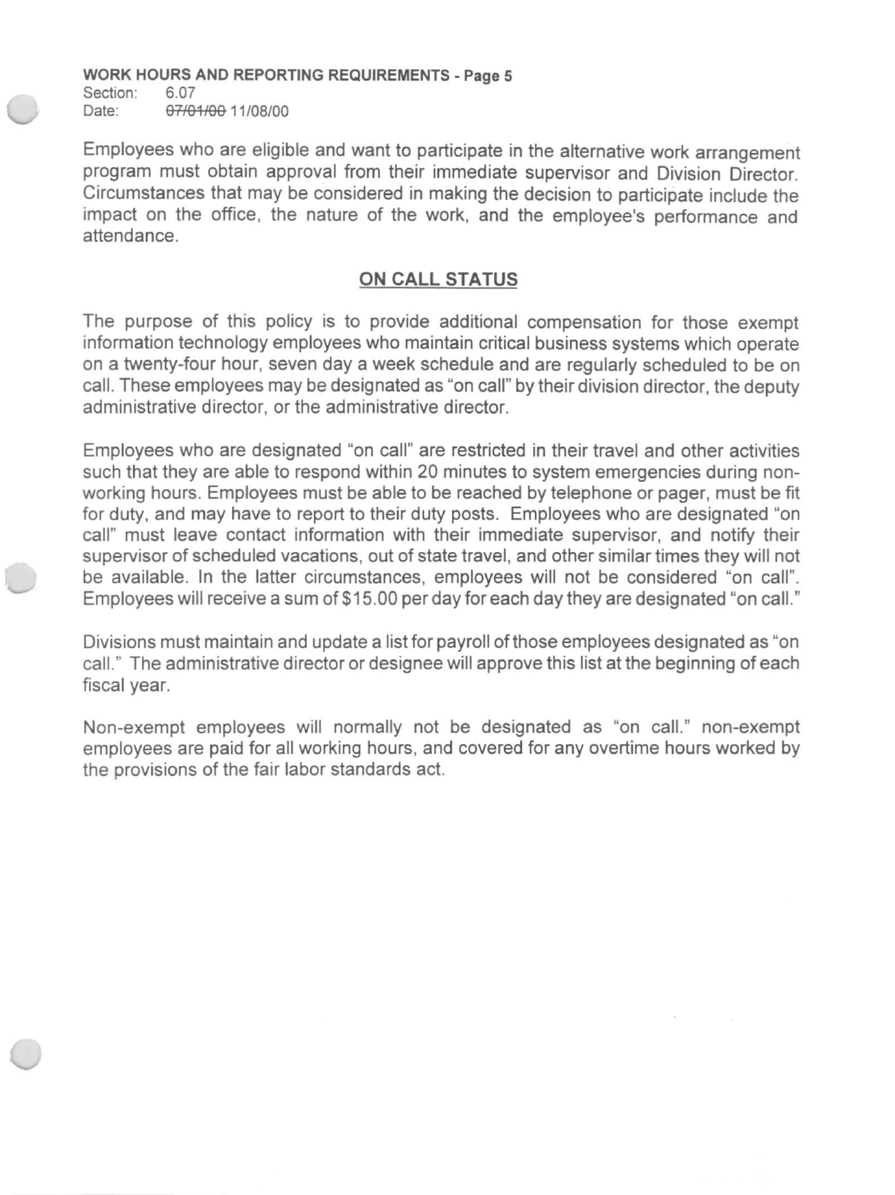Employees who are eligible and want to participate in the alternative work arrangement program must obtain approval from their immediate supervisor and Division Director. Circumstances that may be considered in making the decision to participate include the impact on the office, the nature of the work, and the employee's performance and attendance.

## ON CALL STATUS

The purpose of this policy is to provide additional compensation for those exempt information technology employees who maintain critical business systems which operate on a twenty-four hour, seven day a week schedule and are regularly scheduled to be on call. These employees may be designated as "on call" by their division director, the deputy administrative director, or the administrative director.

Employees who are designated "on call" are restricted in their travel and other activities such that they are able to respond within 20 minutes to system emergencies during non-working hours. Employees must be able to be reached by telephone or pager, must be fit for duty, and may have to report to their duty posts. Employees who are designated "on call" must leave contact information with their immediate supervisor, and notify their supervisor of scheduled vacations, out of state travel, and other similar times they will not be available. In the latter circumstances, employees will not be considered "on call". Employees will receive a sum of $15.00 per day for each day they are designated "on call."

Divisions must maintain and update a list for payroll of those employees designated as "on call." The administrative director or designee will approve this list at the beginning of each fiscal year.

Non-exempt employees will normally not be designated as "on call." non-exempt employees are paid for all working hours, and covered for any overtime hours worked by the provisions of the fair labor standards act.